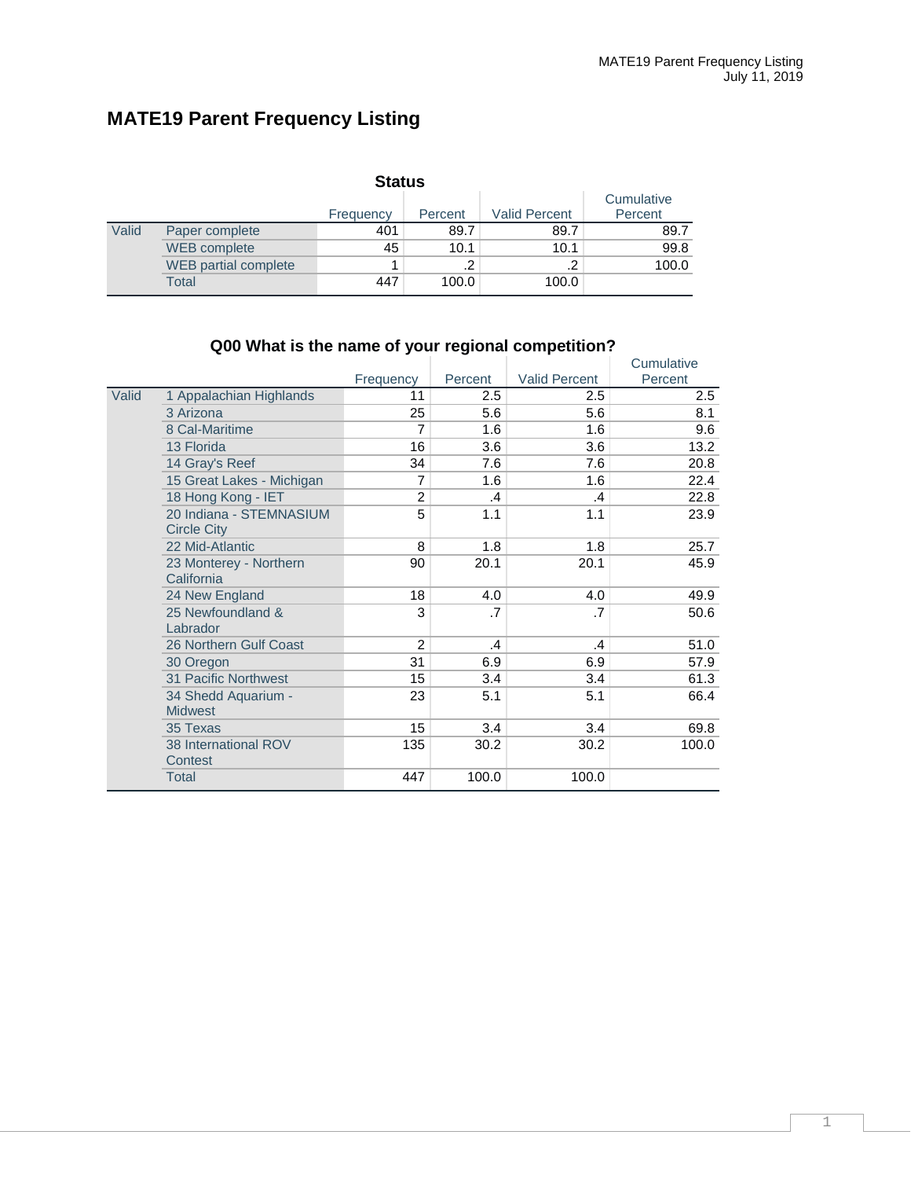# MATE19 Parent Frequency Listing

### Status

| | | Frequency | Percent | Valid Percent | Cumulative Percent |
|---|---|---|---|---|---|
| Valid | Paper complete | 401 | 89.7 | 89.7 | 89.7 |
| | WEB complete | 45 | 10.1 | 10.1 | 99.8 |
| | WEB partial complete | 1 | .2 | .2 | 100.0 |
| | Total | 447 | 100.0 | 100.0 | |

### Q00 What is the name of your regional competition?

| | | Frequency | Percent | Valid Percent | Cumulative Percent |
|---|---|---|---|---|---|
| Valid | 1 Appalachian Highlands | 11 | 2.5 | 2.5 | 2.5 |
| | 3 Arizona | 25 | 5.6 | 5.6 | 8.1 |
| | 8 Cal-Maritime | 7 | 1.6 | 1.6 | 9.6 |
| | 13 Florida | 16 | 3.6 | 3.6 | 13.2 |
| | 14 Gray's Reef | 34 | 7.6 | 7.6 | 20.8 |
| | 15 Great Lakes - Michigan | 7 | 1.6 | 1.6 | 22.4 |
| | 18 Hong Kong - IET | 2 | .4 | .4 | 22.8 |
| | 20 Indiana - STEMNASIUM Circle City | 5 | 1.1 | 1.1 | 23.9 |
| | 22 Mid-Atlantic | 8 | 1.8 | 1.8 | 25.7 |
| | 23 Monterey - Northern California | 90 | 20.1 | 20.1 | 45.9 |
| | 24 New England | 18 | 4.0 | 4.0 | 49.9 |
| | 25 Newfoundland & Labrador | 3 | .7 | .7 | 50.6 |
| | 26 Northern Gulf Coast | 2 | .4 | .4 | 51.0 |
| | 30 Oregon | 31 | 6.9 | 6.9 | 57.9 |
| | 31 Pacific Northwest | 15 | 3.4 | 3.4 | 61.3 |
| | 34 Shedd Aquarium - Midwest | 23 | 5.1 | 5.1 | 66.4 |
| | 35 Texas | 15 | 3.4 | 3.4 | 69.8 |
| | 38 International ROV Contest | 135 | 30.2 | 30.2 | 100.0 |
| | Total | 447 | 100.0 | 100.0 | |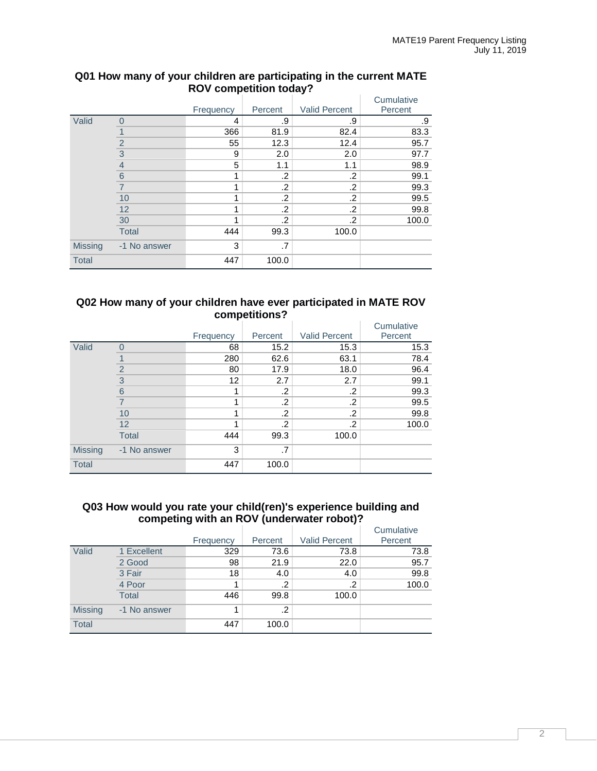### Q01 How many of your children are participating in the current MATE ROV competition today?

| | | Frequency | Percent | Valid Percent | Cumulative Percent |
|---|---|---|---|---|---|
| Valid | 0 | 4 | .9 | .9 | .9 |
| | 1 | 366 | 81.9 | 82.4 | 83.3 |
| | 2 | 55 | 12.3 | 12.4 | 95.7 |
| | 3 | 9 | 2.0 | 2.0 | 97.7 |
| | 4 | 5 | 1.1 | 1.1 | 98.9 |
| | 6 | 1 | .2 | .2 | 99.1 |
| | 7 | 1 | .2 | .2 | 99.3 |
| | 10 | 1 | .2 | .2 | 99.5 |
| | 12 | 1 | .2 | .2 | 99.8 |
| | 30 | 1 | .2 | .2 | 100.0 |
| | Total | 444 | 99.3 | 100.0 | |
| Missing | -1 No answer | 3 | .7 | | |
| Total | | 447 | 100.0 | | |

### Q02 How many of your children have ever participated in MATE ROV competitions?

| | | Frequency | Percent | Valid Percent | Cumulative Percent |
|---|---|---|---|---|---|
| Valid | 0 | 68 | 15.2 | 15.3 | 15.3 |
| | 1 | 280 | 62.6 | 63.1 | 78.4 |
| | 2 | 80 | 17.9 | 18.0 | 96.4 |
| | 3 | 12 | 2.7 | 2.7 | 99.1 |
| | 6 | 1 | .2 | .2 | 99.3 |
| | 7 | 1 | .2 | .2 | 99.5 |
| | 10 | 1 | .2 | .2 | 99.8 |
| | 12 | 1 | .2 | .2 | 100.0 |
| | Total | 444 | 99.3 | 100.0 | |
| Missing | -1 No answer | 3 | .7 | | |
| Total | | 447 | 100.0 | | |

### Q03 How would you rate your child(ren)'s experience building and competing with an ROV (underwater robot)?

| | | Frequency | Percent | Valid Percent | Cumulative Percent |
|---|---|---|---|---|---|
| Valid | 1 Excellent | 329 | 73.6 | 73.8 | 73.8 |
| | 2 Good | 98 | 21.9 | 22.0 | 95.7 |
| | 3 Fair | 18 | 4.0 | 4.0 | 99.8 |
| | 4 Poor | 1 | .2 | .2 | 100.0 |
| | Total | 446 | 99.8 | 100.0 | |
| Missing | -1 No answer | 1 | .2 | | |
| Total | | 447 | 100.0 | | |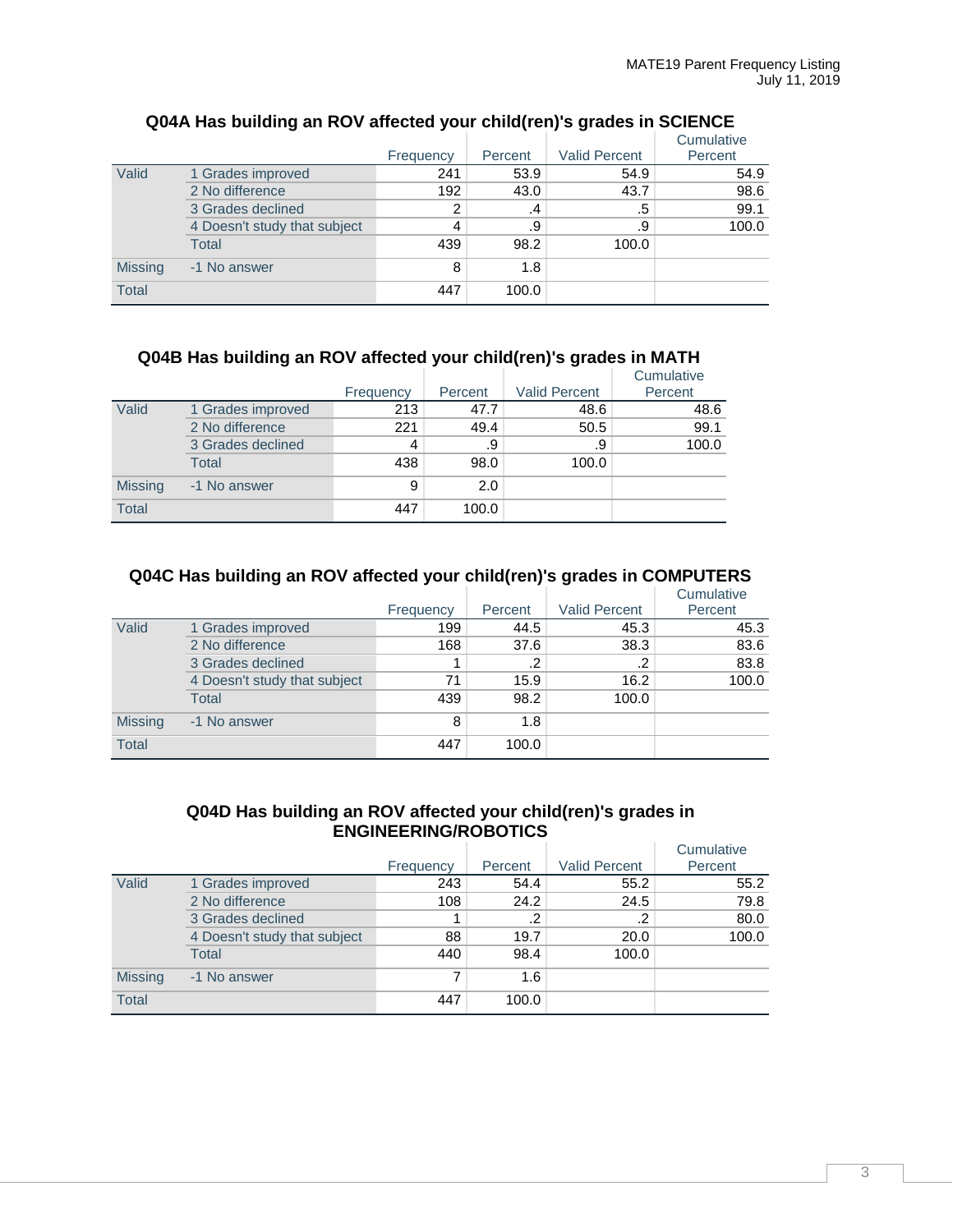## Q04A Has building an ROV affected your child(ren)'s grades in SCIENCE

| | | Frequency | Percent | Valid Percent | Cumulative Percent |
|---|---|---|---|---|---|
| Valid | 1 Grades improved | 241 | 53.9 | 54.9 | 54.9 |
| | 2 No difference | 192 | 43.0 | 43.7 | 98.6 |
| | 3 Grades declined | 2 | .4 | .5 | 99.1 |
| | 4 Doesn't study that subject | 4 | .9 | .9 | 100.0 |
| | Total | 439 | 98.2 | 100.0 | |
| Missing | -1 No answer | 8 | 1.8 | | |
| Total | | 447 | 100.0 | | |

## Q04B Has building an ROV affected your child(ren)'s grades in MATH

| | | Frequency | Percent | Valid Percent | Cumulative Percent |
|---|---|---|---|---|---|
| Valid | 1 Grades improved | 213 | 47.7 | 48.6 | 48.6 |
| | 2 No difference | 221 | 49.4 | 50.5 | 99.1 |
| | 3 Grades declined | 4 | .9 | .9 | 100.0 |
| | Total | 438 | 98.0 | 100.0 | |
| Missing | -1 No answer | 9 | 2.0 | | |
| Total | | 447 | 100.0 | | |

## Q04C Has building an ROV affected your child(ren)'s grades in COMPUTERS

| | | Frequency | Percent | Valid Percent | Cumulative Percent |
|---|---|---|---|---|---|
| Valid | 1 Grades improved | 199 | 44.5 | 45.3 | 45.3 |
| | 2 No difference | 168 | 37.6 | 38.3 | 83.6 |
| | 3 Grades declined | 1 | .2 | .2 | 83.8 |
| | 4 Doesn't study that subject | 71 | 15.9 | 16.2 | 100.0 |
| | Total | 439 | 98.2 | 100.0 | |
| Missing | -1 No answer | 8 | 1.8 | | |
| Total | | 447 | 100.0 | | |

## Q04D Has building an ROV affected your child(ren)'s grades in ENGINEERING/ROBOTICS

| | | Frequency | Percent | Valid Percent | Cumulative Percent |
|---|---|---|---|---|---|
| Valid | 1 Grades improved | 243 | 54.4 | 55.2 | 55.2 |
| | 2 No difference | 108 | 24.2 | 24.5 | 79.8 |
| | 3 Grades declined | 1 | .2 | .2 | 80.0 |
| | 4 Doesn't study that subject | 88 | 19.7 | 20.0 | 100.0 |
| | Total | 440 | 98.4 | 100.0 | |
| Missing | -1 No answer | 7 | 1.6 | | |
| Total | | 447 | 100.0 | | |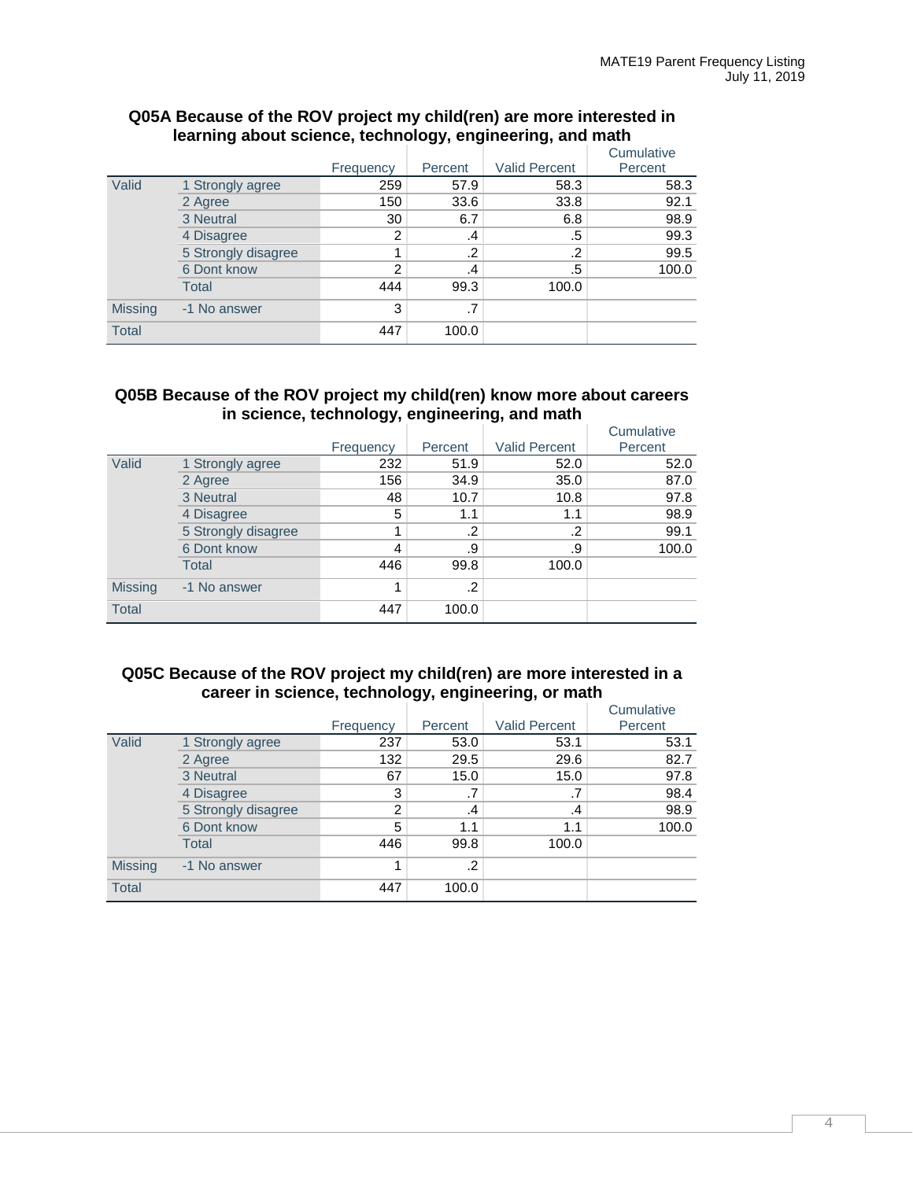### Q05A Because of the ROV project my child(ren) are more interested in learning about science, technology, engineering, and math

| | | Frequency | Percent | Valid Percent | Cumulative Percent |
|---|---|---|---|---|---|
| Valid | 1 Strongly agree | 259 | 57.9 | 58.3 | 58.3 |
| | 2 Agree | 150 | 33.6 | 33.8 | 92.1 |
| | 3 Neutral | 30 | 6.7 | 6.8 | 98.9 |
| | 4 Disagree | 2 | .4 | .5 | 99.3 |
| | 5 Strongly disagree | 1 | .2 | .2 | 99.5 |
| | 6 Dont know | 2 | .4 | .5 | 100.0 |
| | Total | 444 | 99.3 | 100.0 | |
| Missing | -1 No answer | 3 | .7 | | |
| Total | | 447 | 100.0 | | |

### Q05B Because of the ROV project my child(ren) know more about careers in science, technology, engineering, and math

| | | Frequency | Percent | Valid Percent | Cumulative Percent |
|---|---|---|---|---|---|
| Valid | 1 Strongly agree | 232 | 51.9 | 52.0 | 52.0 |
| | 2 Agree | 156 | 34.9 | 35.0 | 87.0 |
| | 3 Neutral | 48 | 10.7 | 10.8 | 97.8 |
| | 4 Disagree | 5 | 1.1 | 1.1 | 98.9 |
| | 5 Strongly disagree | 1 | .2 | .2 | 99.1 |
| | 6 Dont know | 4 | .9 | .9 | 100.0 |
| | Total | 446 | 99.8 | 100.0 | |
| Missing | -1 No answer | 1 | .2 | | |
| Total | | 447 | 100.0 | | |

### Q05C Because of the ROV project my child(ren) are more interested in a career in science, technology, engineering, or math

| | | Frequency | Percent | Valid Percent | Cumulative Percent |
|---|---|---|---|---|---|
| Valid | 1 Strongly agree | 237 | 53.0 | 53.1 | 53.1 |
| | 2 Agree | 132 | 29.5 | 29.6 | 82.7 |
| | 3 Neutral | 67 | 15.0 | 15.0 | 97.8 |
| | 4 Disagree | 3 | .7 | .7 | 98.4 |
| | 5 Strongly disagree | 2 | .4 | .4 | 98.9 |
| | 6 Dont know | 5 | 1.1 | 1.1 | 100.0 |
| | Total | 446 | 99.8 | 100.0 | |
| Missing | -1 No answer | 1 | .2 | | |
| Total | | 447 | 100.0 | | |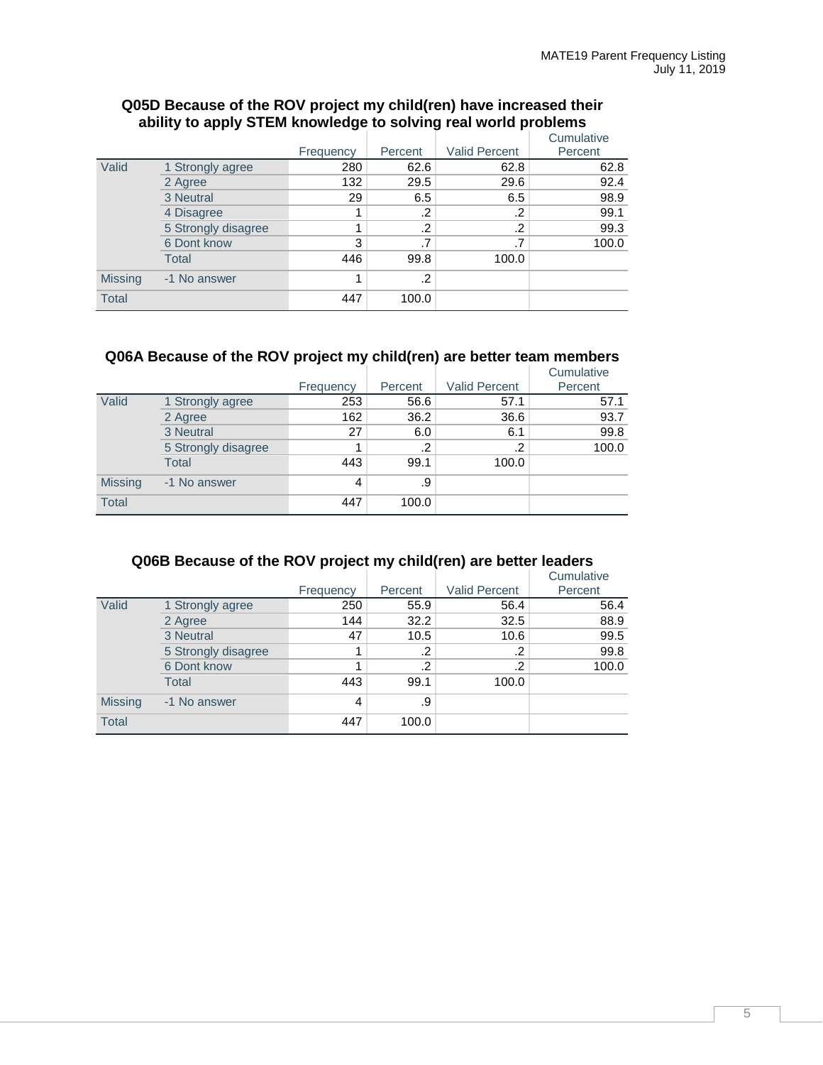### Q05D Because of the ROV project my child(ren) have increased their ability to apply STEM knowledge to solving real world problems

| | | Frequency | Percent | Valid Percent | Cumulative Percent |
|---|---|---|---|---|---|
| Valid | 1 Strongly agree | 280 | 62.6 | 62.8 | 62.8 |
| | 2 Agree | 132 | 29.5 | 29.6 | 92.4 |
| | 3 Neutral | 29 | 6.5 | 6.5 | 98.9 |
| | 4 Disagree | 1 | .2 | .2 | 99.1 |
| | 5 Strongly disagree | 1 | .2 | .2 | 99.3 |
| | 6 Dont know | 3 | .7 | .7 | 100.0 |
| | Total | 446 | 99.8 | 100.0 | |
| Missing | -1 No answer | 1 | .2 | | |
| Total | | 447 | 100.0 | | |

### Q06A Because of the ROV project my child(ren) are better team members

| | | Frequency | Percent | Valid Percent | Cumulative Percent |
|---|---|---|---|---|---|
| Valid | 1 Strongly agree | 253 | 56.6 | 57.1 | 57.1 |
| | 2 Agree | 162 | 36.2 | 36.6 | 93.7 |
| | 3 Neutral | 27 | 6.0 | 6.1 | 99.8 |
| | 5 Strongly disagree | 1 | .2 | .2 | 100.0 |
| | Total | 443 | 99.1 | 100.0 | |
| Missing | -1 No answer | 4 | .9 | | |
| Total | | 447 | 100.0 | | |

### Q06B Because of the ROV project my child(ren) are better leaders

| | | Frequency | Percent | Valid Percent | Cumulative Percent |
|---|---|---|---|---|---|
| Valid | 1 Strongly agree | 250 | 55.9 | 56.4 | 56.4 |
| | 2 Agree | 144 | 32.2 | 32.5 | 88.9 |
| | 3 Neutral | 47 | 10.5 | 10.6 | 99.5 |
| | 5 Strongly disagree | 1 | .2 | .2 | 99.8 |
| | 6 Dont know | 1 | .2 | .2 | 100.0 |
| | Total | 443 | 99.1 | 100.0 | |
| Missing | -1 No answer | 4 | .9 | | |
| Total | | 447 | 100.0 | | |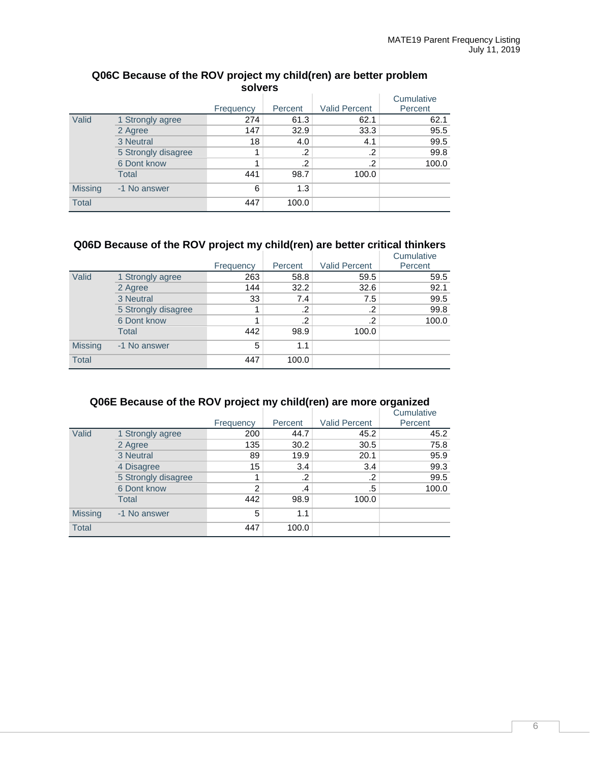### Q06C Because of the ROV project my child(ren) are better problem solvers

| | | Frequency | Percent | Valid Percent | Cumulative Percent |
|---|---|---|---|---|---|
| Valid | 1 Strongly agree | 274 | 61.3 | 62.1 | 62.1 |
| | 2 Agree | 147 | 32.9 | 33.3 | 95.5 |
| | 3 Neutral | 18 | 4.0 | 4.1 | 99.5 |
| | 5 Strongly disagree | 1 | .2 | .2 | 99.8 |
| | 6 Dont know | 1 | .2 | .2 | 100.0 |
| | Total | 441 | 98.7 | 100.0 | |
| Missing | -1 No answer | 6 | 1.3 | | |
| Total | | 447 | 100.0 | | |

### Q06D Because of the ROV project my child(ren) are better critical thinkers

| | | Frequency | Percent | Valid Percent | Cumulative Percent |
|---|---|---|---|---|---|
| Valid | 1 Strongly agree | 263 | 58.8 | 59.5 | 59.5 |
| | 2 Agree | 144 | 32.2 | 32.6 | 92.1 |
| | 3 Neutral | 33 | 7.4 | 7.5 | 99.5 |
| | 5 Strongly disagree | 1 | .2 | .2 | 99.8 |
| | 6 Dont know | 1 | .2 | .2 | 100.0 |
| | Total | 442 | 98.9 | 100.0 | |
| Missing | -1 No answer | 5 | 1.1 | | |
| Total | | 447 | 100.0 | | |

### Q06E Because of the ROV project my child(ren) are more organized

| | | Frequency | Percent | Valid Percent | Cumulative Percent |
|---|---|---|---|---|---|
| Valid | 1 Strongly agree | 200 | 44.7 | 45.2 | 45.2 |
| | 2 Agree | 135 | 30.2 | 30.5 | 75.8 |
| | 3 Neutral | 89 | 19.9 | 20.1 | 95.9 |
| | 4 Disagree | 15 | 3.4 | 3.4 | 99.3 |
| | 5 Strongly disagree | 1 | .2 | .2 | 99.5 |
| | 6 Dont know | 2 | .4 | .5 | 100.0 |
| | Total | 442 | 98.9 | 100.0 | |
| Missing | -1 No answer | 5 | 1.1 | | |
| Total | | 447 | 100.0 | | |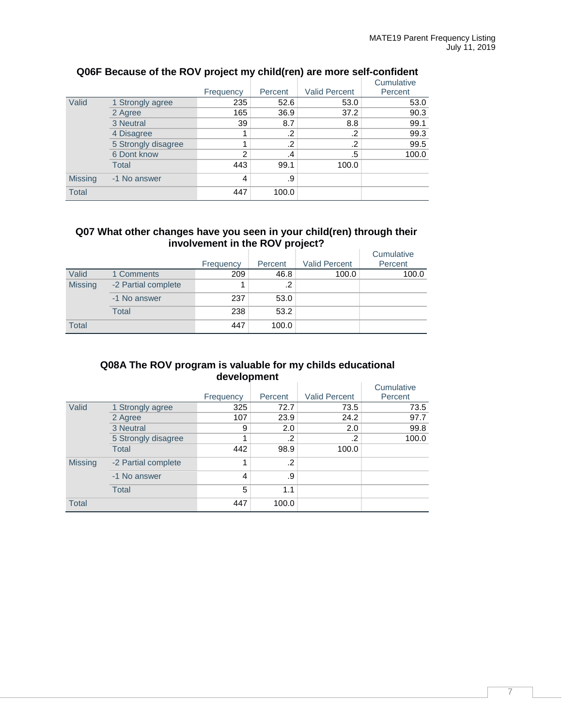### Q06F Because of the ROV project my child(ren) are more self-confident

| | | Frequency | Percent | Valid Percent | Cumulative Percent |
|---|---|---|---|---|---|
| Valid | 1 Strongly agree | 235 | 52.6 | 53.0 | 53.0 |
| | 2 Agree | 165 | 36.9 | 37.2 | 90.3 |
| | 3 Neutral | 39 | 8.7 | 8.8 | 99.1 |
| | 4 Disagree | 1 | .2 | .2 | 99.3 |
| | 5 Strongly disagree | 1 | .2 | .2 | 99.5 |
| | 6 Dont know | 2 | .4 | .5 | 100.0 |
| | Total | 443 | 99.1 | 100.0 | |
| Missing | -1 No answer | 4 | .9 | | |
| Total | | 447 | 100.0 | | |

### Q07 What other changes have you seen in your child(ren) through their involvement in the ROV project?

| | | Frequency | Percent | Valid Percent | Cumulative Percent |
|---|---|---|---|---|---|
| Valid | 1 Comments | 209 | 46.8 | 100.0 | 100.0 |
| Missing | -2 Partial complete | 1 | .2 | | |
| | -1 No answer | 237 | 53.0 | | |
| | Total | 238 | 53.2 | | |
| Total | | 447 | 100.0 | | |

### Q08A The ROV program is valuable for my childs educational development

| | | Frequency | Percent | Valid Percent | Cumulative Percent |
|---|---|---|---|---|---|
| Valid | 1 Strongly agree | 325 | 72.7 | 73.5 | 73.5 |
| | 2 Agree | 107 | 23.9 | 24.2 | 97.7 |
| | 3 Neutral | 9 | 2.0 | 2.0 | 99.8 |
| | 5 Strongly disagree | 1 | .2 | .2 | 100.0 |
| | Total | 442 | 98.9 | 100.0 | |
| Missing | -2 Partial complete | 1 | .2 | | |
| | -1 No answer | 4 | .9 | | |
| | Total | 5 | 1.1 | | |
| Total | | 447 | 100.0 | | |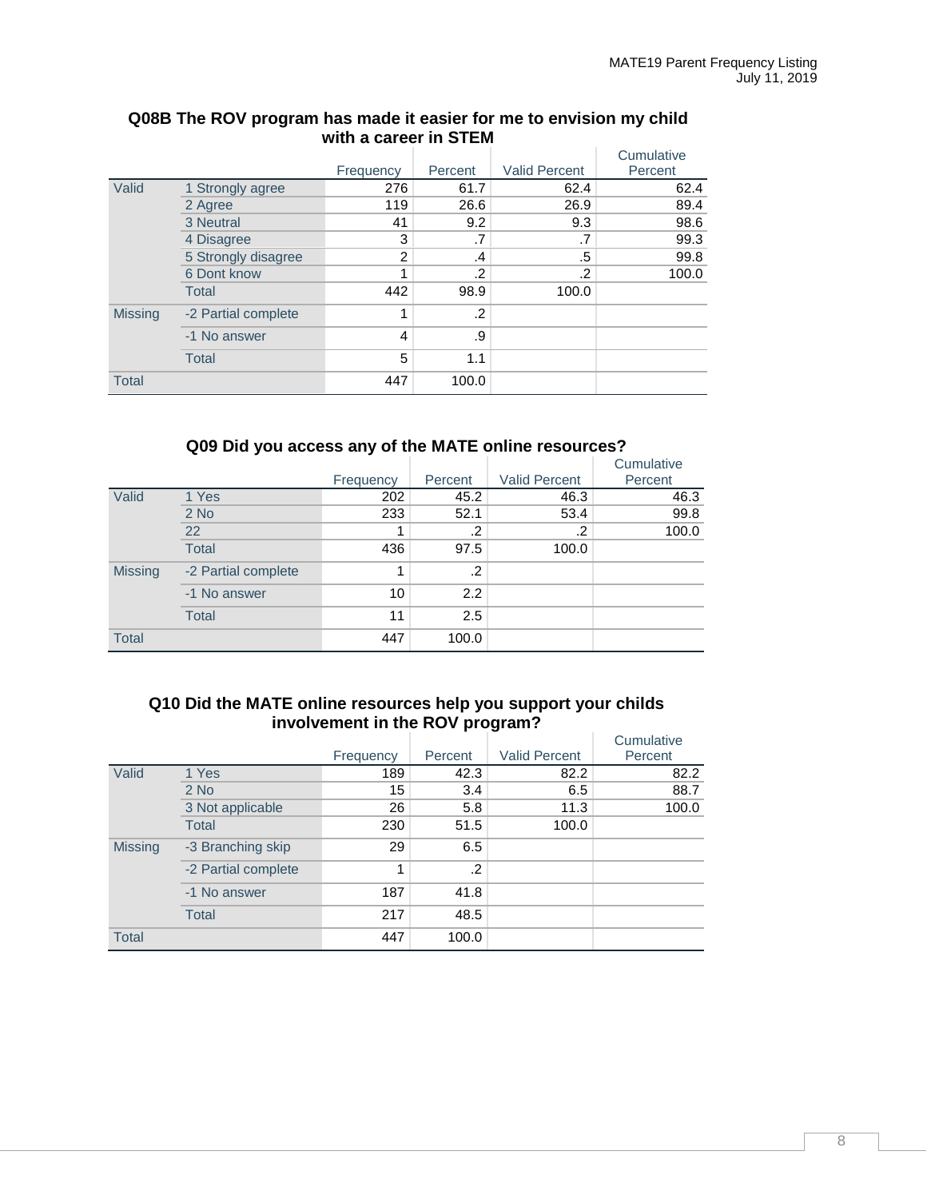### Q08B The ROV program has made it easier for me to envision my child with a career in STEM

| | | Frequency | Percent | Valid Percent | Cumulative Percent |
|---|---|---|---|---|---|
| Valid | 1 Strongly agree | 276 | 61.7 | 62.4 | 62.4 |
| | 2 Agree | 119 | 26.6 | 26.9 | 89.4 |
| | 3 Neutral | 41 | 9.2 | 9.3 | 98.6 |
| | 4 Disagree | 3 | .7 | .7 | 99.3 |
| | 5 Strongly disagree | 2 | .4 | .5 | 99.8 |
| | 6 Dont know | 1 | .2 | .2 | 100.0 |
| | Total | 442 | 98.9 | 100.0 | |
| Missing | -2 Partial complete | 1 | .2 | | |
| | -1 No answer | 4 | .9 | | |
| | Total | 5 | 1.1 | | |
| Total | | 447 | 100.0 | | |

### Q09 Did you access any of the MATE online resources?

| | | Frequency | Percent | Valid Percent | Cumulative Percent |
|---|---|---|---|---|---|
| Valid | 1 Yes | 202 | 45.2 | 46.3 | 46.3 |
| | 2 No | 233 | 52.1 | 53.4 | 99.8 |
| | 22 | 1 | .2 | .2 | 100.0 |
| | Total | 436 | 97.5 | 100.0 | |
| Missing | -2 Partial complete | 1 | .2 | | |
| | -1 No answer | 10 | 2.2 | | |
| | Total | 11 | 2.5 | | |
| Total | | 447 | 100.0 | | |

### Q10 Did the MATE online resources help you support your childs involvement in the ROV program?

| | | Frequency | Percent | Valid Percent | Cumulative Percent |
|---|---|---|---|---|---|
| Valid | 1 Yes | 189 | 42.3 | 82.2 | 82.2 |
| | 2 No | 15 | 3.4 | 6.5 | 88.7 |
| | 3 Not applicable | 26 | 5.8 | 11.3 | 100.0 |
| | Total | 230 | 51.5 | 100.0 | |
| Missing | -3 Branching skip | 29 | 6.5 | | |
| | -2 Partial complete | 1 | .2 | | |
| | -1 No answer | 187 | 41.8 | | |
| | Total | 217 | 48.5 | | |
| Total | | 447 | 100.0 | | |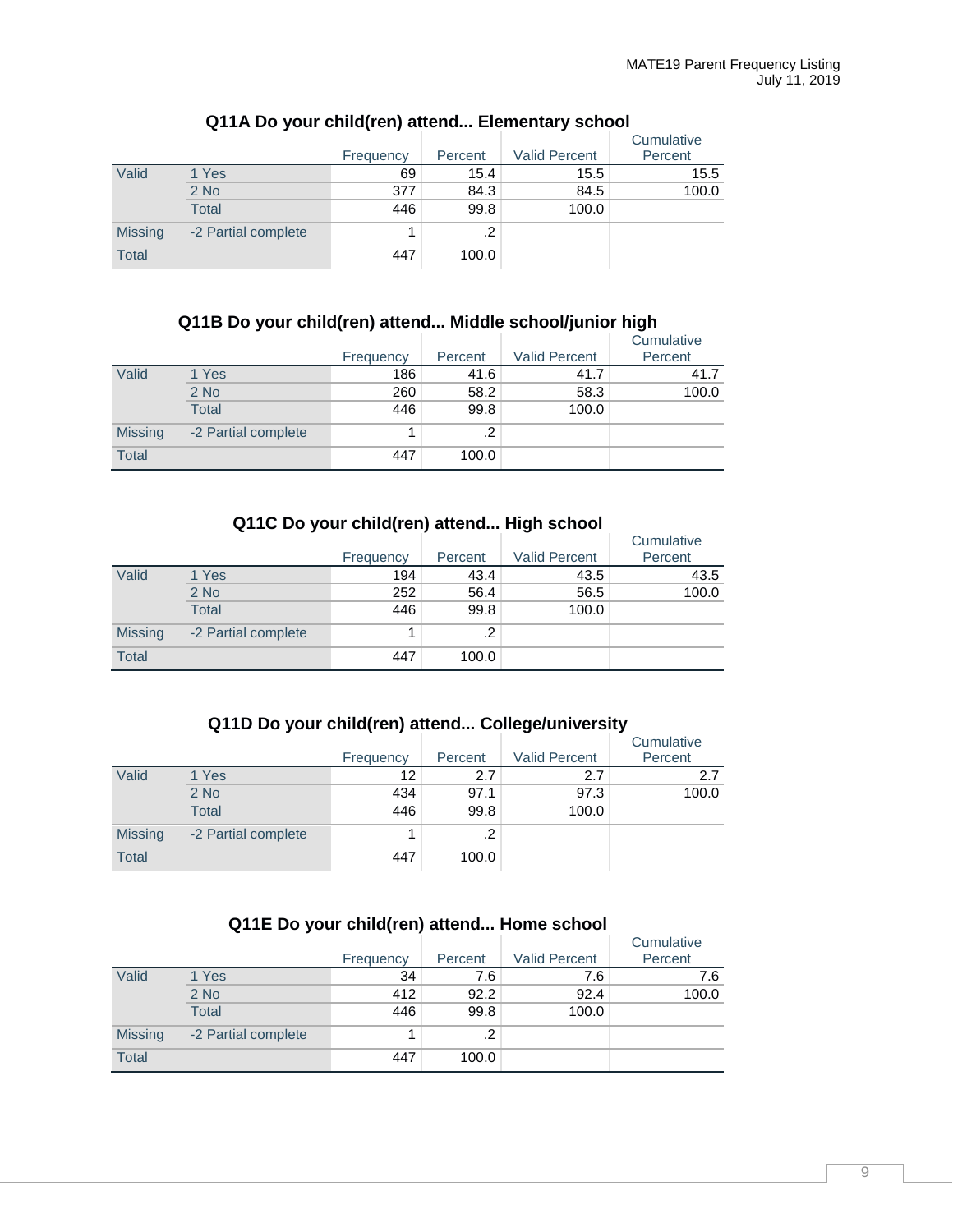### Q11A Do your child(ren) attend... Elementary school

| | | Frequency | Percent | Valid Percent | Cumulative Percent |
|---|---|---|---|---|---|
| Valid | 1 Yes | 69 | 15.4 | 15.5 | 15.5 |
| | 2 No | 377 | 84.3 | 84.5 | 100.0 |
| | Total | 446 | 99.8 | 100.0 | |
| Missing | -2 Partial complete | 1 | .2 | | |
| Total | | 447 | 100.0 | | |

### Q11B Do your child(ren) attend... Middle school/junior high

| | | Frequency | Percent | Valid Percent | Cumulative Percent |
|---|---|---|---|---|---|
| Valid | 1 Yes | 186 | 41.6 | 41.7 | 41.7 |
| | 2 No | 260 | 58.2 | 58.3 | 100.0 |
| | Total | 446 | 99.8 | 100.0 | |
| Missing | -2 Partial complete | 1 | .2 | | |
| Total | | 447 | 100.0 | | |

### Q11C Do your child(ren) attend... High school

| | | Frequency | Percent | Valid Percent | Cumulative Percent |
|---|---|---|---|---|---|
| Valid | 1 Yes | 194 | 43.4 | 43.5 | 43.5 |
| | 2 No | 252 | 56.4 | 56.5 | 100.0 |
| | Total | 446 | 99.8 | 100.0 | |
| Missing | -2 Partial complete | 1 | .2 | | |
| Total | | 447 | 100.0 | | |

### Q11D Do your child(ren) attend... College/university

| | | Frequency | Percent | Valid Percent | Cumulative Percent |
|---|---|---|---|---|---|
| Valid | 1 Yes | 12 | 2.7 | 2.7 | 2.7 |
| | 2 No | 434 | 97.1 | 97.3 | 100.0 |
| | Total | 446 | 99.8 | 100.0 | |
| Missing | -2 Partial complete | 1 | .2 | | |
| Total | | 447 | 100.0 | | |

### Q11E Do your child(ren) attend... Home school

| | | Frequency | Percent | Valid Percent | Cumulative Percent |
|---|---|---|---|---|---|
| Valid | 1 Yes | 34 | 7.6 | 7.6 | 7.6 |
| | 2 No | 412 | 92.2 | 92.4 | 100.0 |
| | Total | 446 | 99.8 | 100.0 | |
| Missing | -2 Partial complete | 1 | .2 | | |
| Total | | 447 | 100.0 | | |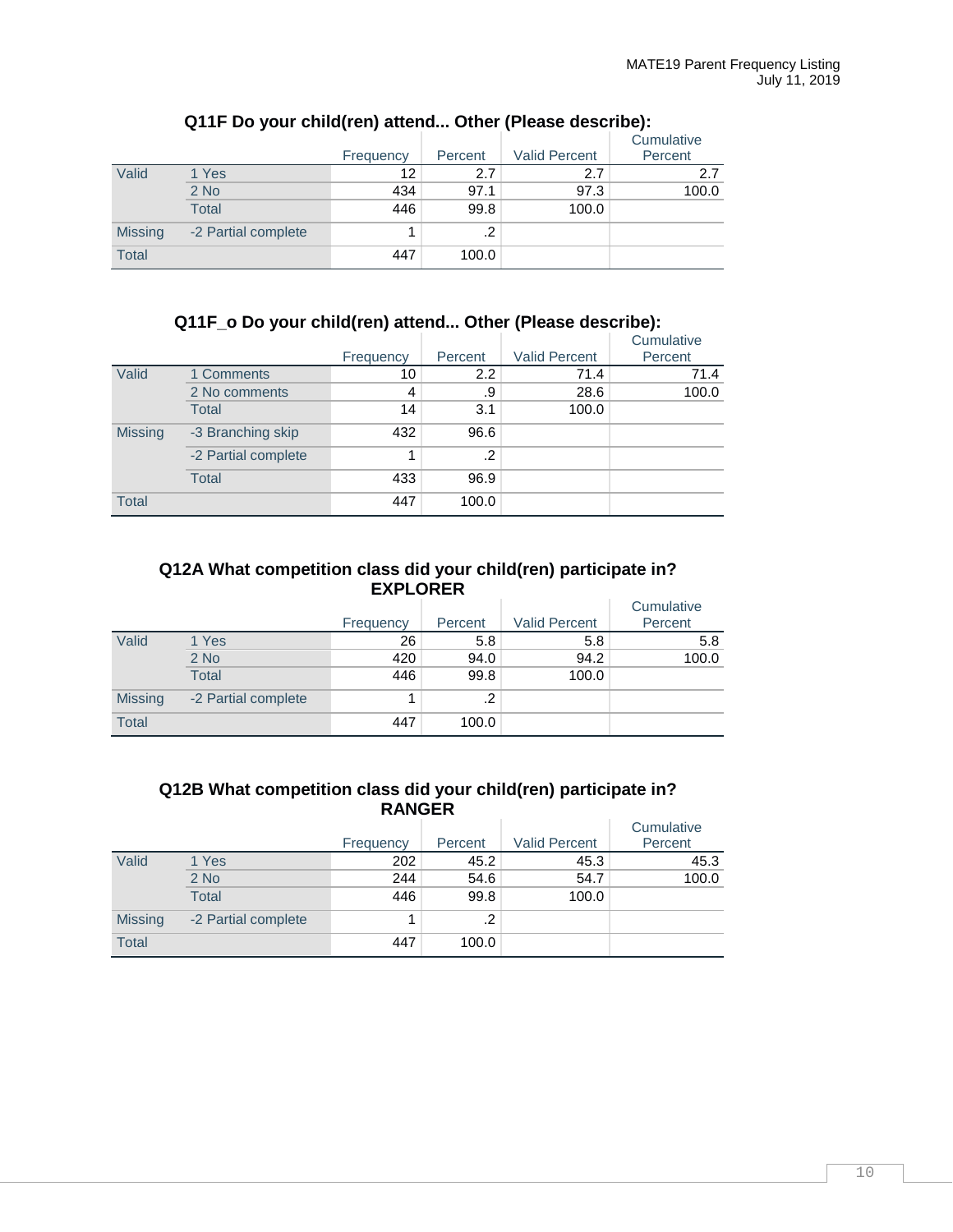### Q11F Do your child(ren) attend... Other (Please describe):

| | | Frequency | Percent | Valid Percent | Cumulative Percent |
|---|---|---|---|---|---|
| Valid | 1 Yes | 12 | 2.7 | 2.7 | 2.7 |
| | 2 No | 434 | 97.1 | 97.3 | 100.0 |
| | Total | 446 | 99.8 | 100.0 | |
| Missing | -2 Partial complete | 1 | .2 | | |
| Total | | 447 | 100.0 | | |

### Q11F_o Do your child(ren) attend... Other (Please describe):

| | | Frequency | Percent | Valid Percent | Cumulative Percent |
|---|---|---|---|---|---|
| Valid | 1 Comments | 10 | 2.2 | 71.4 | 71.4 |
| | 2 No comments | 4 | .9 | 28.6 | 100.0 |
| | Total | 14 | 3.1 | 100.0 | |
| Missing | -3 Branching skip | 432 | 96.6 | | |
| | -2 Partial complete | 1 | .2 | | |
| | Total | 433 | 96.9 | | |
| Total | | 447 | 100.0 | | |

### Q12A What competition class did your child(ren) participate in? EXPLORER

| | | Frequency | Percent | Valid Percent | Cumulative Percent |
|---|---|---|---|---|---|
| Valid | 1 Yes | 26 | 5.8 | 5.8 | 5.8 |
| | 2 No | 420 | 94.0 | 94.2 | 100.0 |
| | Total | 446 | 99.8 | 100.0 | |
| Missing | -2 Partial complete | 1 | .2 | | |
| Total | | 447 | 100.0 | | |

### Q12B What competition class did your child(ren) participate in? RANGER

| | | Frequency | Percent | Valid Percent | Cumulative Percent |
|---|---|---|---|---|---|
| Valid | 1 Yes | 202 | 45.2 | 45.3 | 45.3 |
| | 2 No | 244 | 54.6 | 54.7 | 100.0 |
| | Total | 446 | 99.8 | 100.0 | |
| Missing | -2 Partial complete | 1 | .2 | | |
| Total | | 447 | 100.0 | | |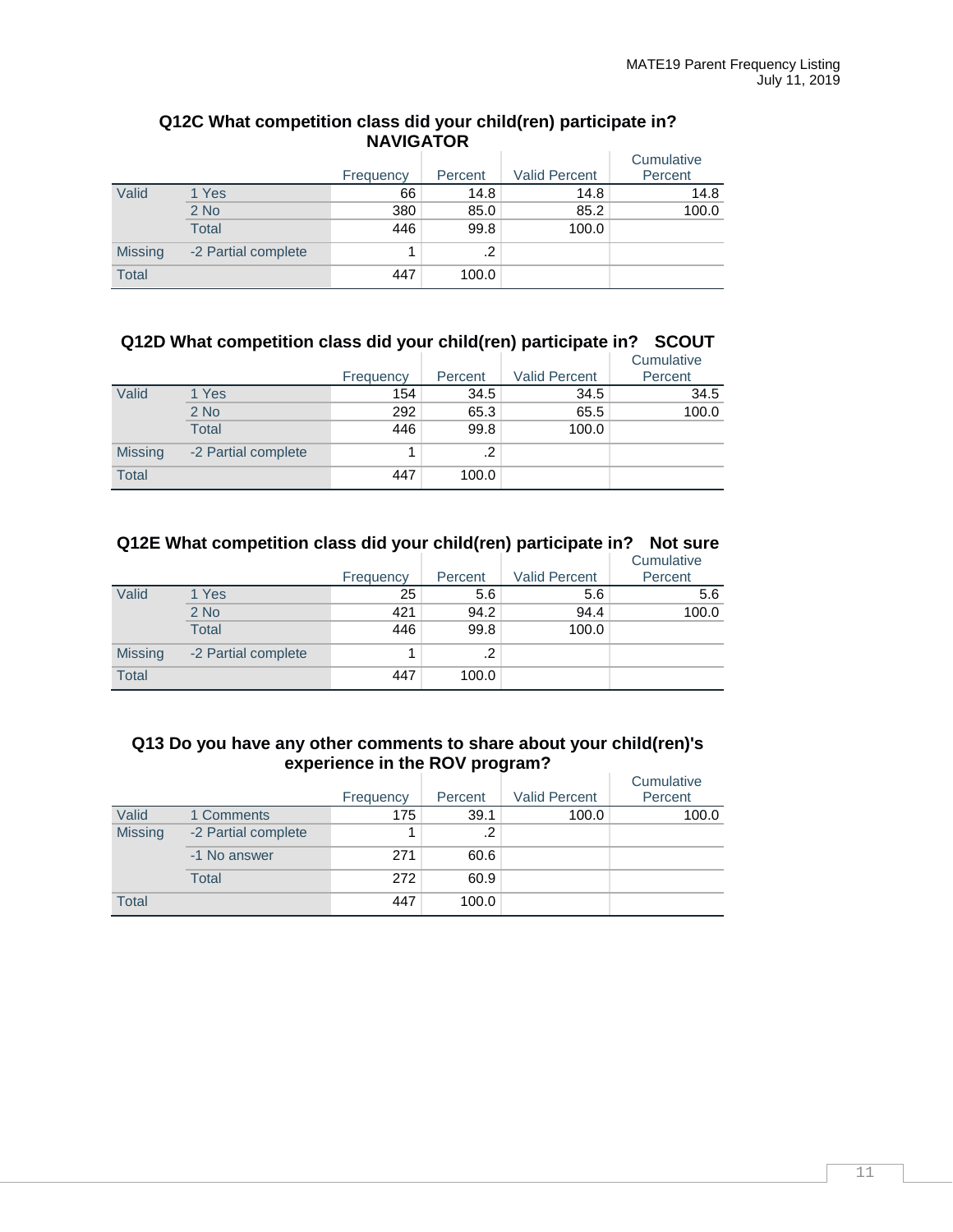### Q12C What competition class did your child(ren) participate in? NAVIGATOR

| | | Frequency | Percent | Valid Percent | Cumulative Percent |
|---|---|---|---|---|---|
| Valid | 1 Yes | 66 | 14.8 | 14.8 | 14.8 |
| | 2 No | 380 | 85.0 | 85.2 | 100.0 |
| | Total | 446 | 99.8 | 100.0 | |
| Missing | -2 Partial complete | 1 | .2 | | |
| Total | | 447 | 100.0 | | |

### Q12D What competition class did your child(ren) participate in? SCOUT

| | | Frequency | Percent | Valid Percent | Cumulative Percent |
|---|---|---|---|---|---|
| Valid | 1 Yes | 154 | 34.5 | 34.5 | 34.5 |
| | 2 No | 292 | 65.3 | 65.5 | 100.0 |
| | Total | 446 | 99.8 | 100.0 | |
| Missing | -2 Partial complete | 1 | .2 | | |
| Total | | 447 | 100.0 | | |

### Q12E What competition class did your child(ren) participate in? Not sure

| | | Frequency | Percent | Valid Percent | Cumulative Percent |
|---|---|---|---|---|---|
| Valid | 1 Yes | 25 | 5.6 | 5.6 | 5.6 |
| | 2 No | 421 | 94.2 | 94.4 | 100.0 |
| | Total | 446 | 99.8 | 100.0 | |
| Missing | -2 Partial complete | 1 | .2 | | |
| Total | | 447 | 100.0 | | |

### Q13 Do you have any other comments to share about your child(ren)'s experience in the ROV program?

| | | Frequency | Percent | Valid Percent | Cumulative Percent |
|---|---|---|---|---|---|
| Valid | 1 Comments | 175 | 39.1 | 100.0 | 100.0 |
| Missing | -2 Partial complete | 1 | .2 | | |
| | -1 No answer | 271 | 60.6 | | |
| | Total | 272 | 60.9 | | |
| Total | | 447 | 100.0 | | |